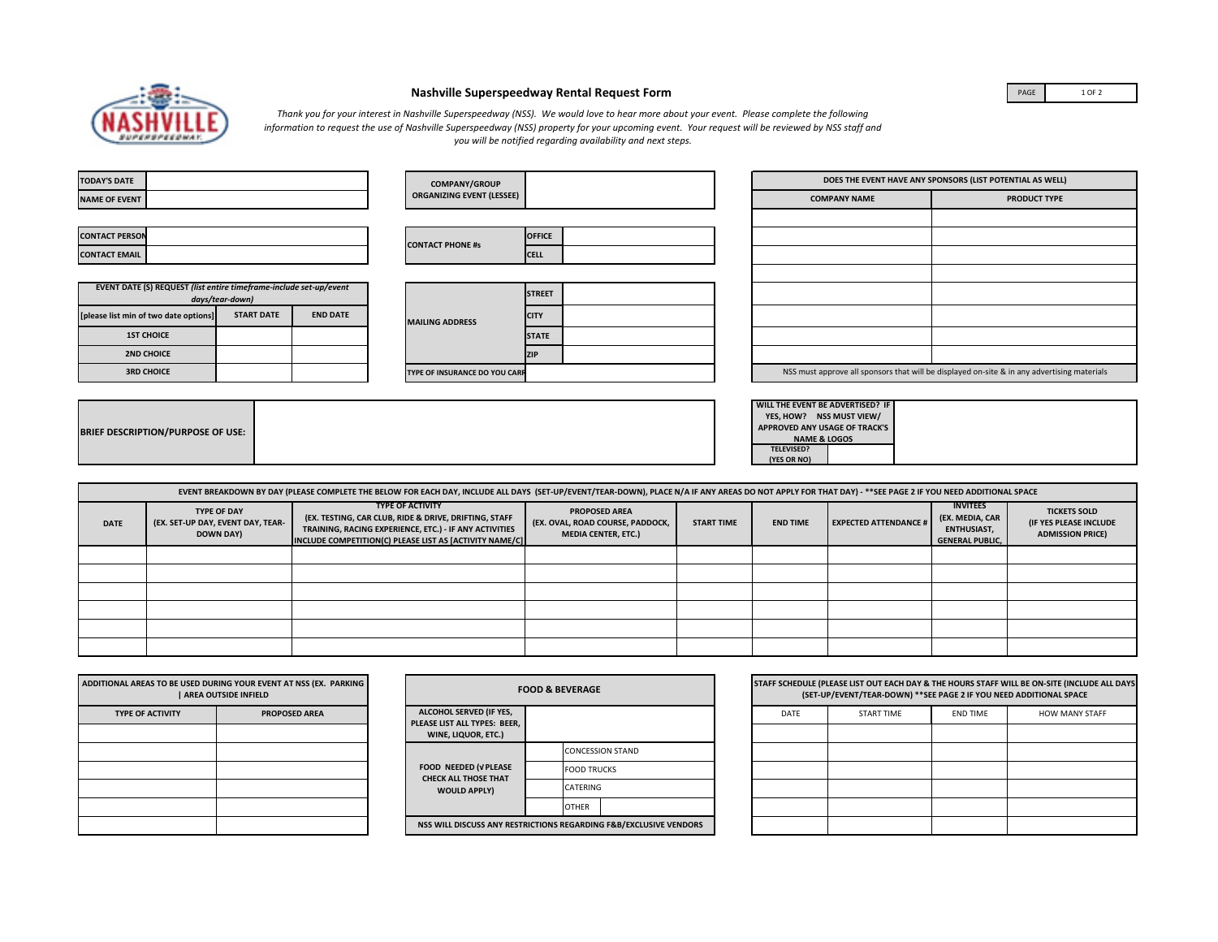# Nashville Superspeedway Rental Request Form

*Thank you for your interest in Nashville Superspeedway (NSS). We would love to hear more about your event. Please complete the following information to request the use of Nashville Superspeedway (NSS) property for your upcoming event. Your request will be reviewed by NSS staff and you will be notified regarding availability and next steps.*

| TODAY'S DATE | |
|---|---|
| NAME OF EVENT | |

| CONTACT PERSON | |
|---|---|
| CONTACT EMAIL | |

| EVENT DATE (S) REQUEST *(list entire timeframe-include set-up/event days/tear-down)* | | |
|---|---|---|
| [please list min of two date options] | START DATE | END DATE |
| 1ST CHOICE | | |
| 2ND CHOICE | | |
| 3RD CHOICE | | |

| COMPANY/GROUP ORGANIZING EVENT (LESSEE) | |
|---|---|

| CONTACT PHONE #s | OFFICE | |
|---|---|---|
| | CELL | |

| MAILING ADDRESS | STREET | |
|---|---|---|
| | CITY | |
| | STATE | |
| | ZIP | |
| TYPE OF INSURANCE DO YOU CARRY | | |

| DOES THE EVENT HAVE ANY SPONSORS (LIST POTENTIAL AS WELL) | |
|---|---|
| COMPANY NAME | PRODUCT TYPE |
| | |
| | |
| | |
| | |
| | |
| | |
| | |
| | |
| NSS must approve all sponsors that will be displayed on-site & in any advertising materials | |

| BRIEF DESCRIPTION/PURPOSE OF USE: | |
|---|---|

| WILL THE EVENT BE ADVERTISED? IF YES, HOW? NSS MUST VIEW/ APPROVED ANY USAGE OF TRACK'S NAME & LOGOS | | |
|---|---|---|
| TELEVISED? (YES OR NO) | | |

EVENT BREAKDOWN BY DAY (PLEASE COMPLETE THE BELOW FOR EACH DAY, INCLUDE ALL DAYS (SET-UP/EVENT/TEAR-DOWN), PLACE N/A IF ANY AREAS DO NOT APPLY FOR THAT DAY) - **SEE PAGE 2 IF YOU NEED ADDITIONAL SPACE

| DATE | TYPE OF DAY (EX. SET-UP DAY, EVENT DAY, TEAR-DOWN DAY) | TYPE OF ACTIVITY (EX. TESTING, CAR CLUB, RIDE & DRIVE, DRIFTING, STAFF TRAINING, RACING EXPERIENCE, ETC.) - IF ANY ACTIVITIES INCLUDE COMPETITION(C) PLEASE LIST AS [ACTIVITY NAME/C] | PROPOSED AREA (EX. OVAL, ROAD COURSE, PADDOCK, MEDIA CENTER, ETC.) | START TIME | END TIME | EXPECTED ATTENDANCE # | INVITEES (EX. MEDIA, CAR ENTHUSIAST, GENERAL PUBLIC, | TICKETS SOLD (IF YES PLEASE INCLUDE ADMISSION PRICE) |
|---|---|---|---|---|---|---|---|---|
| | | | | | | | | |
| | | | | | | | | |
| | | | | | | | | |
| | | | | | | | | |
| | | | | | | | | |
| | | | | | | | | |

| ADDITIONAL AREAS TO BE USED DURING YOUR EVENT AT NSS (EX. PARKING \| AREA OUTSIDE INFIELD | |
|---|---|
| TYPE OF ACTIVITY | PROPOSED AREA |
| | |
| | |
| | |
| | |
| | |
| | |

| FOOD & BEVERAGE | | |
|---|---|---|
| ALCOHOL SERVED (IF YES, PLEASE LIST ALL TYPES: BEER, WINE, LIQUOR, ETC.) | | |
| FOOD NEEDED (√ PLEASE CHECK ALL THOSE THAT WOULD APPLY) | | CONCESSION STAND |
| | | FOOD TRUCKS |
| | | CATERING |
| | | OTHER |
| NSS WILL DISCUSS ANY RESTRICTIONS REGARDING F&B/EXCLUSIVE VENDORS | | |

| STAFF SCHEDULE (PLEASE LIST OUT EACH DAY & THE HOURS STAFF WILL BE ON-SITE (INCLUDE ALL DAYS (SET-UP/EVENT/TEAR-DOWN) **SEE PAGE 2 IF YOU NEED ADDITIONAL SPACE | | | |
|---|---|---|---|
| DATE | START TIME | END TIME | HOW MANY STAFF |
| | | | |
| | | | |
| | | | |
| | | | |
| | | | |
| | | | |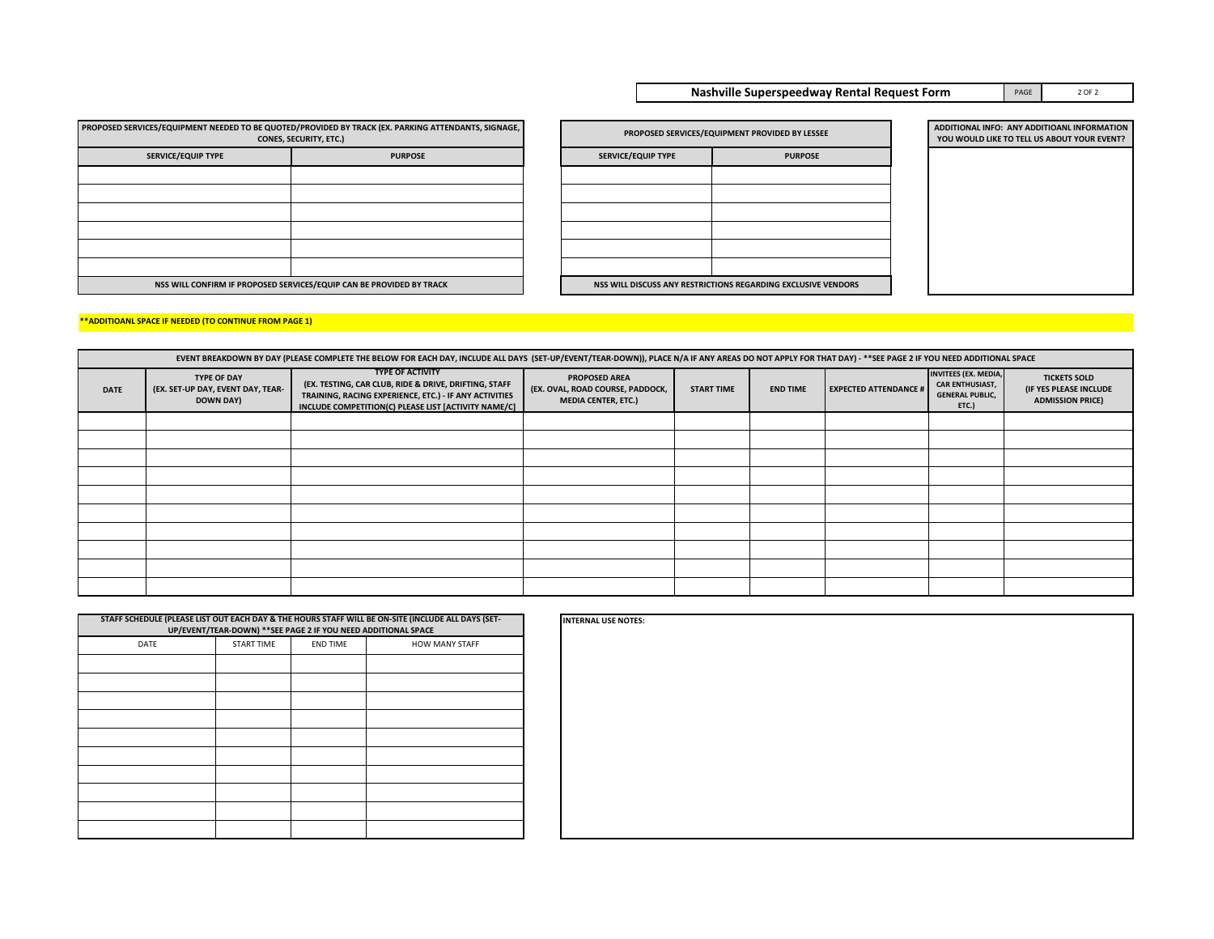# Nashville Superspeedway Rental Request Form

| PROPOSED SERVICES/EQUIPMENT NEEDED TO BE QUOTED/PROVIDED BY TRACK (EX. PARKING ATTENDANTS, SIGNAGE, CONES, SECURITY, ETC.) | |
|---|---|
| **SERVICE/EQUIP TYPE** | **PURPOSE** |
| | |
| | |
| | |
| | |
| | |
| | |
| NSS WILL CONFIRM IF PROPOSED SERVICES/EQUIP CAN BE PROVIDED BY TRACK | |

| PROPOSED SERVICES/EQUIPMENT PROVIDED BY LESSEE | |
|---|---|
| **SERVICE/EQUIP TYPE** | **PURPOSE** |
| | |
| | |
| | |
| | |
| | |
| | |
| NSS WILL DISCUSS ANY RESTRICTIONS REGARDING EXCLUSIVE VENDORS | |

| ADDITIONAL INFO: ANY ADDITIOANL INFORMATION YOU WOULD LIKE TO TELL US ABOUT YOUR EVENT? |
|---|
| |

**\*\*ADDITIOANL SPACE IF NEEDED (TO CONTINUE FROM PAGE 1)**

| EVENT BREAKDOWN BY DAY (PLEASE COMPLETE THE BELOW FOR EACH DAY, INCLUDE ALL DAYS (SET-UP/EVENT/TEAR-DOWN)), PLACE N/A IF ANY AREAS DO NOT APPLY FOR THAT DAY) - **SEE PAGE 2 IF YOU NEED ADDITIONAL SPACE | | | | | | | | |
|---|---|---|---|---|---|---|---|---|
| **DATE** | **TYPE OF DAY (EX. SET-UP DAY, EVENT DAY, TEAR-DOWN DAY)** | **TYPE OF ACTIVITY (EX. TESTING, CAR CLUB, RIDE & DRIVE, DRIFTING, STAFF TRAINING, RACING EXPERIENCE, ETC.) - IF ANY ACTIVITIES INCLUDE COMPETITION(C) PLEASE LIST [ACTIVITY NAME/C]** | **PROPOSED AREA (EX. OVAL, ROAD COURSE, PADDOCK, MEDIA CENTER, ETC.)** | **START TIME** | **END TIME** | **EXPECTED ATTENDANCE #** | **INVITEES (EX. MEDIA, CAR ENTHUSIAST, GENERAL PUBLIC, ETC.)** | **TICKETS SOLD (IF YES PLEASE INCLUDE ADMISSION PRICE)** |
| | | | | | | | | |
| | | | | | | | | |
| | | | | | | | | |
| | | | | | | | | |
| | | | | | | | | |
| | | | | | | | | |
| | | | | | | | | |
| | | | | | | | | |
| | | | | | | | | |
| | | | | | | | | |

| STAFF SCHEDULE (PLEASE LIST OUT EACH DAY & THE HOURS STAFF WILL BE ON-SITE (INCLUDE ALL DAYS (SET-UP/EVENT/TEAR-DOWN) **SEE PAGE 2 IF YOU NEED ADDITIONAL SPACE | | | |
|---|---|---|---|
| DATE | START TIME | END TIME | HOW MANY STAFF |
| | | | |
| | | | |
| | | | |
| | | | |
| | | | |
| | | | |
| | | | |
| | | | |
| | | | |
| | | | |

**INTERNAL USE NOTES:**